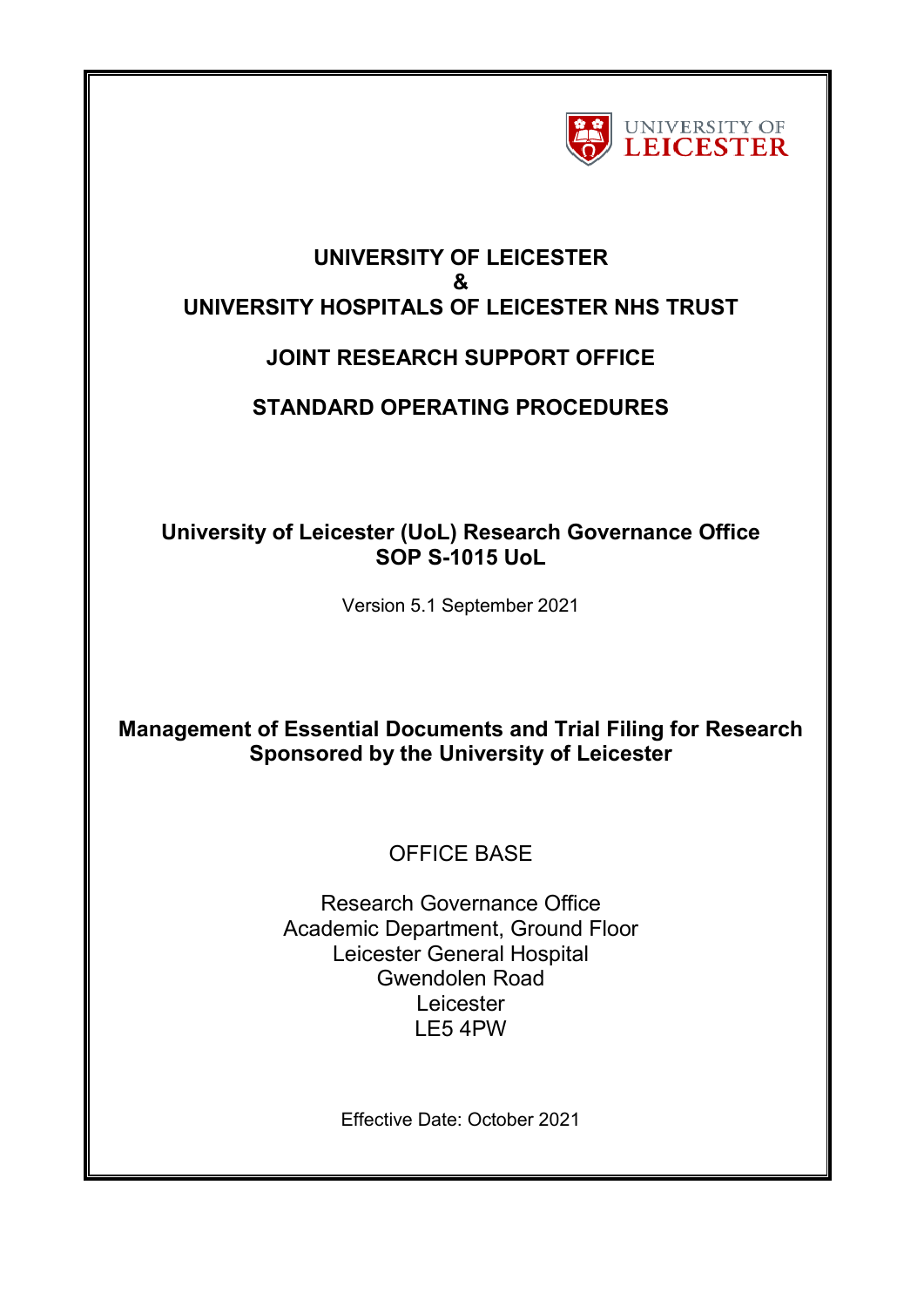UNIVERSITY OF LEICESTER

# UNIVERSITY OF LEICESTER
# &
# UNIVERSITY HOSPITALS OF LEICESTER NHS TRUST

## JOINT RESEARCH SUPPORT OFFICE

## STANDARD OPERATING PROCEDURES

**University of Leicester (UoL) Research Governance Office**
**SOP S-1015 UoL**

Version 5.1 September 2021

## Management of Essential Documents and Trial Filing for Research Sponsored by the University of Leicester

OFFICE BASE

Research Governance Office
Academic Department, Ground Floor
Leicester General Hospital
Gwendolen Road
Leicester
LE5 4PW

Effective Date: October 2021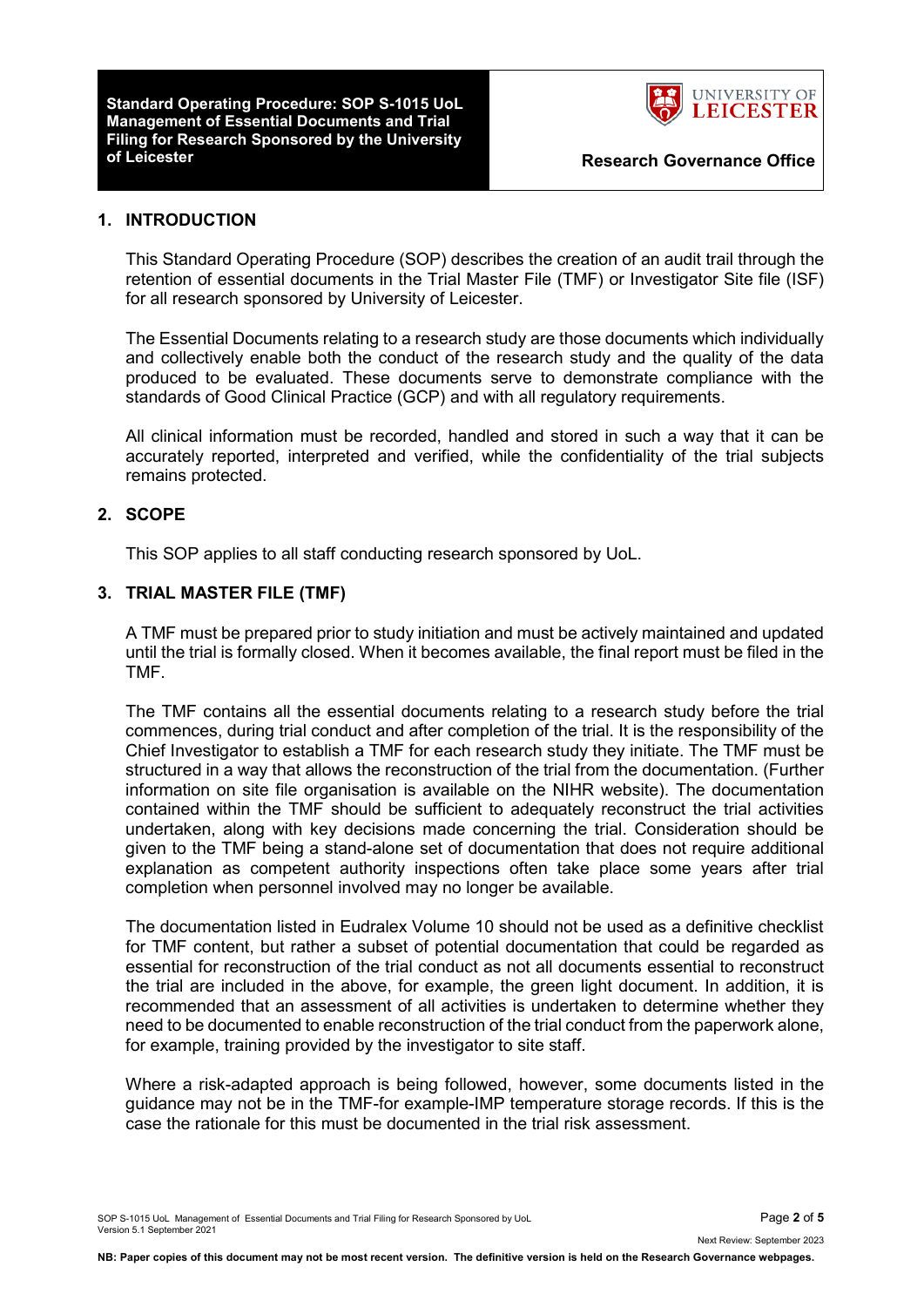## 1. INTRODUCTION

This Standard Operating Procedure (SOP) describes the creation of an audit trail through the retention of essential documents in the Trial Master File (TMF) or Investigator Site file (ISF) for all research sponsored by University of Leicester.

The Essential Documents relating to a research study are those documents which individually and collectively enable both the conduct of the research study and the quality of the data produced to be evaluated. These documents serve to demonstrate compliance with the standards of Good Clinical Practice (GCP) and with all regulatory requirements.

All clinical information must be recorded, handled and stored in such a way that it can be accurately reported, interpreted and verified, while the confidentiality of the trial subjects remains protected.

## 2. SCOPE

This SOP applies to all staff conducting research sponsored by UoL.

## 3. TRIAL MASTER FILE (TMF)

A TMF must be prepared prior to study initiation and must be actively maintained and updated until the trial is formally closed. When it becomes available, the final report must be filed in the TMF.

The TMF contains all the essential documents relating to a research study before the trial commences, during trial conduct and after completion of the trial. It is the responsibility of the Chief Investigator to establish a TMF for each research study they initiate. The TMF must be structured in a way that allows the reconstruction of the trial from the documentation. (Further information on site file organisation is available on the NIHR website). The documentation contained within the TMF should be sufficient to adequately reconstruct the trial activities undertaken, along with key decisions made concerning the trial. Consideration should be given to the TMF being a stand-alone set of documentation that does not require additional explanation as competent authority inspections often take place some years after trial completion when personnel involved may no longer be available.

The documentation listed in Eudralex Volume 10 should not be used as a definitive checklist for TMF content, but rather a subset of potential documentation that could be regarded as essential for reconstruction of the trial conduct as not all documents essential to reconstruct the trial are included in the above, for example, the green light document. In addition, it is recommended that an assessment of all activities is undertaken to determine whether they need to be documented to enable reconstruction of the trial conduct from the paperwork alone, for example, training provided by the investigator to site staff.

Where a risk-adapted approach is being followed, however, some documents listed in the guidance may not be in the TMF-for example-IMP temperature storage records. If this is the case the rationale for this must be documented in the trial risk assessment.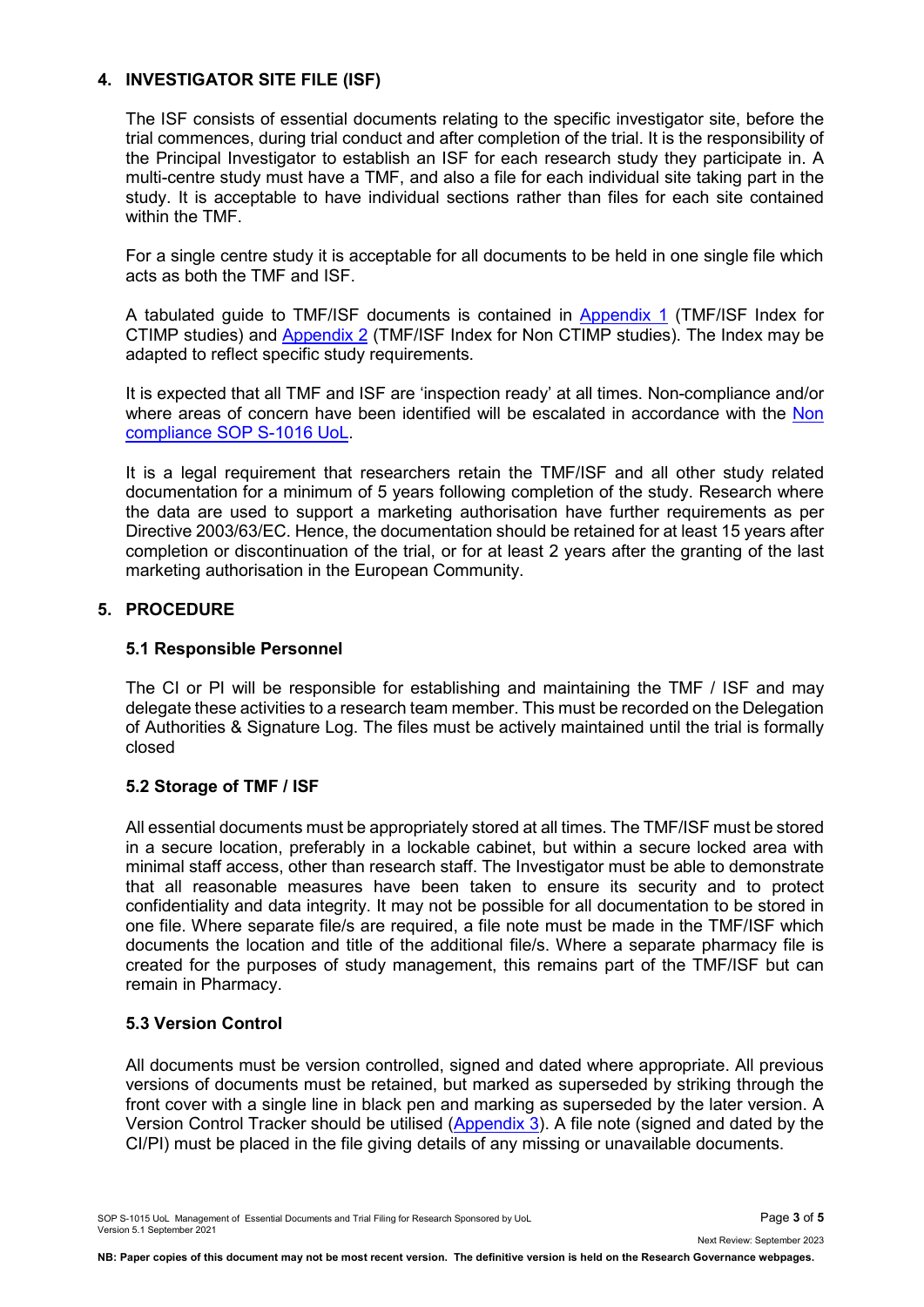## 4. INVESTIGATOR SITE FILE (ISF)

The ISF consists of essential documents relating to the specific investigator site, before the trial commences, during trial conduct and after completion of the trial. It is the responsibility of the Principal Investigator to establish an ISF for each research study they participate in. A multi-centre study must have a TMF, and also a file for each individual site taking part in the study. It is acceptable to have individual sections rather than files for each site contained within the TMF.

For a single centre study it is acceptable for all documents to be held in one single file which acts as both the TMF and ISF.

A tabulated guide to TMF/ISF documents is contained in Appendix 1 (TMF/ISF Index for CTIMP studies) and Appendix 2 (TMF/ISF Index for Non CTIMP studies). The Index may be adapted to reflect specific study requirements.

It is expected that all TMF and ISF are 'inspection ready' at all times. Non-compliance and/or where areas of concern have been identified will be escalated in accordance with the Non compliance SOP S-1016 UoL.

It is a legal requirement that researchers retain the TMF/ISF and all other study related documentation for a minimum of 5 years following completion of the study. Research where the data are used to support a marketing authorisation have further requirements as per Directive 2003/63/EC. Hence, the documentation should be retained for at least 15 years after completion or discontinuation of the trial, or for at least 2 years after the granting of the last marketing authorisation in the European Community.

## 5. PROCEDURE

### 5.1 Responsible Personnel

The CI or PI will be responsible for establishing and maintaining the TMF / ISF and may delegate these activities to a research team member. This must be recorded on the Delegation of Authorities & Signature Log. The files must be actively maintained until the trial is formally closed

### 5.2 Storage of TMF / ISF

All essential documents must be appropriately stored at all times. The TMF/ISF must be stored in a secure location, preferably in a lockable cabinet, but within a secure locked area with minimal staff access, other than research staff. The Investigator must be able to demonstrate that all reasonable measures have been taken to ensure its security and to protect confidentiality and data integrity. It may not be possible for all documentation to be stored in one file. Where separate file/s are required, a file note must be made in the TMF/ISF which documents the location and title of the additional file/s. Where a separate pharmacy file is created for the purposes of study management, this remains part of the TMF/ISF but can remain in Pharmacy.

### 5.3 Version Control

All documents must be version controlled, signed and dated where appropriate. All previous versions of documents must be retained, but marked as superseded by striking through the front cover with a single line in black pen and marking as superseded by the later version. A Version Control Tracker should be utilised (Appendix 3). A file note (signed and dated by the CI/PI) must be placed in the file giving details of any missing or unavailable documents.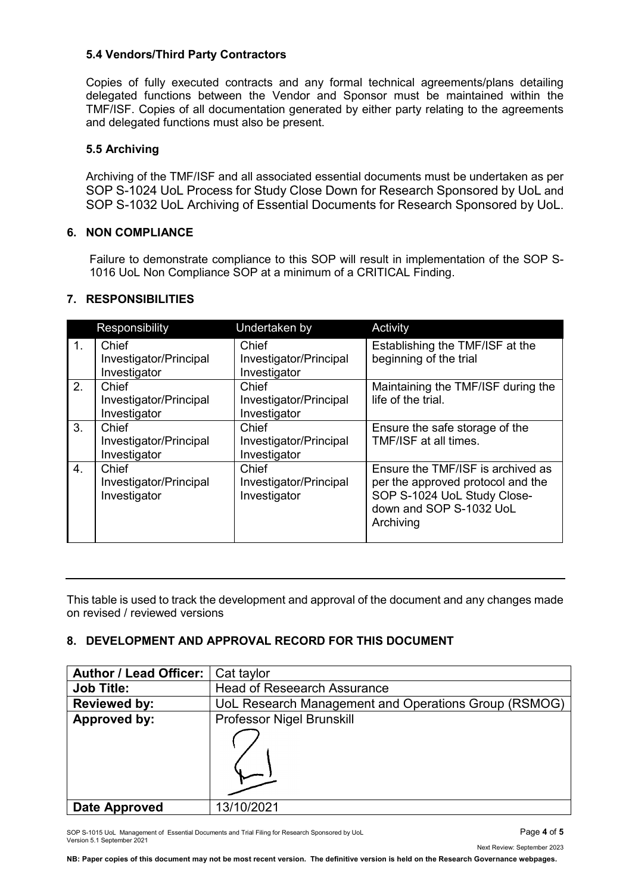### 5.4 Vendors/Third Party Contractors

Copies of fully executed contracts and any formal technical agreements/plans detailing delegated functions between the Vendor and Sponsor must be maintained within the TMF/ISF. Copies of all documentation generated by either party relating to the agreements and delegated functions must also be present.

### 5.5 Archiving

Archiving of the TMF/ISF and all associated essential documents must be undertaken as per SOP S-1024 UoL Process for Study Close Down for Research Sponsored by UoL and SOP S-1032 UoL Archiving of Essential Documents for Research Sponsored by UoL.

## 6. NON COMPLIANCE

Failure to demonstrate compliance to this SOP will result in implementation of the SOP S-1016 UoL Non Compliance SOP at a minimum of a CRITICAL Finding.

## 7. RESPONSIBILITIES

| | Responsibility | Undertaken by | Activity |
|---|---|---|---|
| 1. | Chief Investigator/Principal Investigator | Chief Investigator/Principal Investigator | Establishing the TMF/ISF at the beginning of the trial |
| 2. | Chief Investigator/Principal Investigator | Chief Investigator/Principal Investigator | Maintaining the TMF/ISF during the life of the trial. |
| 3. | Chief Investigator/Principal Investigator | Chief Investigator/Principal Investigator | Ensure the safe storage of the TMF/ISF at all times. |
| 4. | Chief Investigator/Principal Investigator | Chief Investigator/Principal Investigator | Ensure the TMF/ISF is archived as per the approved protocol and the SOP S-1024 UoL Study Close-down and SOP S-1032 UoL Archiving |

---

This table is used to track the development and approval of the document and any changes made on revised / reviewed versions

## 8. DEVELOPMENT AND APPROVAL RECORD FOR THIS DOCUMENT

| **Author / Lead Officer:** | Cat taylor |
|---|---|
| **Job Title:** | Head of Reseearch Assurance |
| **Reviewed by:** | UoL Research Management and Operations Group (RSMOG) |
| **Approved by:** | Professor Nigel Brunskill |
| **Date Approved** | 13/10/2021 |

NB: Paper copies of this document may not be most recent version. The definitive version is held on the Research Governance webpages.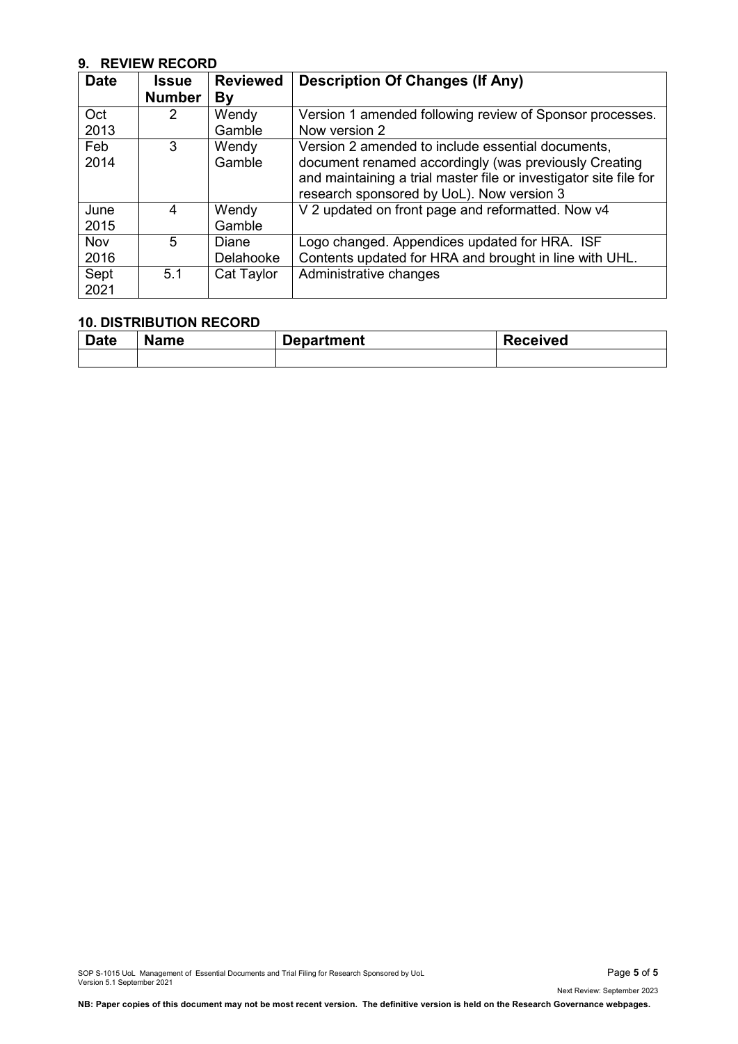## 9. REVIEW RECORD

| Date | Issue Number | Reviewed By | Description Of Changes (If Any) |
|---|---|---|---|
| Oct 2013 | 2 | Wendy Gamble | Version 1 amended following review of Sponsor processes. Now version 2 |
| Feb 2014 | 3 | Wendy Gamble | Version 2 amended to include essential documents, document renamed accordingly (was previously Creating and maintaining a trial master file or investigator site file for research sponsored by UoL). Now version 3 |
| June 2015 | 4 | Wendy Gamble | V 2 updated on front page and reformatted. Now v4 |
| Nov 2016 | 5 | Diane Delahooke | Logo changed. Appendices updated for HRA. ISF Contents updated for HRA and brought in line with UHL. |
| Sept 2021 | 5.1 | Cat Taylor | Administrative changes |

## 10. DISTRIBUTION RECORD

| Date | Name | Department | Received |
|---|---|---|---|
| | | | |

SOP S-1015 UoL Management of Essential Documents and Trial Filing for Research Sponsored by UoL
Version 5.1 September 2021

Next Review: September 2023

**NB: Paper copies of this document may not be most recent version. The definitive version is held on the Research Governance webpages.**